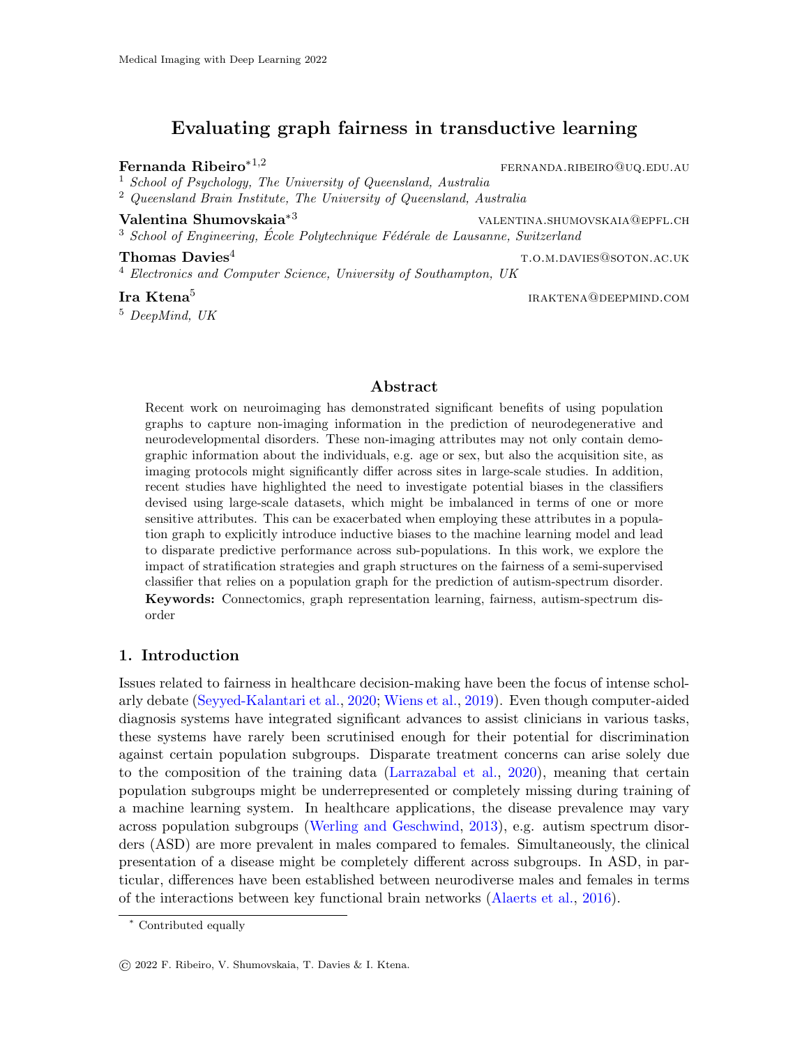# Evaluating graph fairness in transductive learning

**Fernanda Ribeiro**[*1,2] fernanda.ribeiro@uq.edu.au
[1] *School of Psychology, The University of Queensland, Australia*
[2] *Queensland Brain Institute, The University of Queensland, Australia*

**Valentina Shumovskaia**[*3] valentina.shumovskaia@epfl.ch
[3] *School of Engineering, École Polytechnique Fédérale de Lausanne, Switzerland*

**Thomas Davies**[4] t.o.m.davies@soton.ac.uk
[4] *Electronics and Computer Science, University of Southampton, UK*

**Ira Ktena**[5] iraktena@deepmind.com
[5] *DeepMind, UK*

## Abstract

Recent work on neuroimaging has demonstrated significant benefits of using population graphs to capture non-imaging information in the prediction of neurodegenerative and neurodevelopmental disorders. These non-imaging attributes may not only contain demographic information about the individuals, e.g. age or sex, but also the acquisition site, as imaging protocols might significantly differ across sites in large-scale studies. In addition, recent studies have highlighted the need to investigate potential biases in the classifiers devised using large-scale datasets, which might be imbalanced in terms of one or more sensitive attributes. This can be exacerbated when employing these attributes in a population graph to explicitly introduce inductive biases to the machine learning model and lead to disparate predictive performance across sub-populations. In this work, we explore the impact of stratification strategies and graph structures on the fairness of a semi-supervised classifier that relies on a population graph for the prediction of autism-spectrum disorder.

**Keywords:** Connectomics, graph representation learning, fairness, autism-spectrum disorder

## 1. Introduction

Issues related to fairness in healthcare decision-making have been the focus of intense scholarly debate (Seyyed-Kalantari et al., 2020; Wiens et al., 2019). Even though computer-aided diagnosis systems have integrated significant advances to assist clinicians in various tasks, these systems have rarely been scrutinised enough for their potential for discrimination against certain population subgroups. Disparate treatment concerns can arise solely due to the composition of the training data (Larrazabal et al., 2020), meaning that certain population subgroups might be underrepresented or completely missing during training of a machine learning system. In healthcare applications, the disease prevalence may vary across population subgroups (Werling and Geschwind, 2013), e.g. autism spectrum disorders (ASD) are more prevalent in males compared to females. Simultaneously, the clinical presentation of a disease might be completely different across subgroups. In ASD, in particular, differences have been established between neurodiverse males and females in terms of the interactions between key functional brain networks (Alaerts et al., 2016).

[*] Contributed equally

© 2022 F. Ribeiro, V. Shumovskaia, T. Davies & I. Ktena.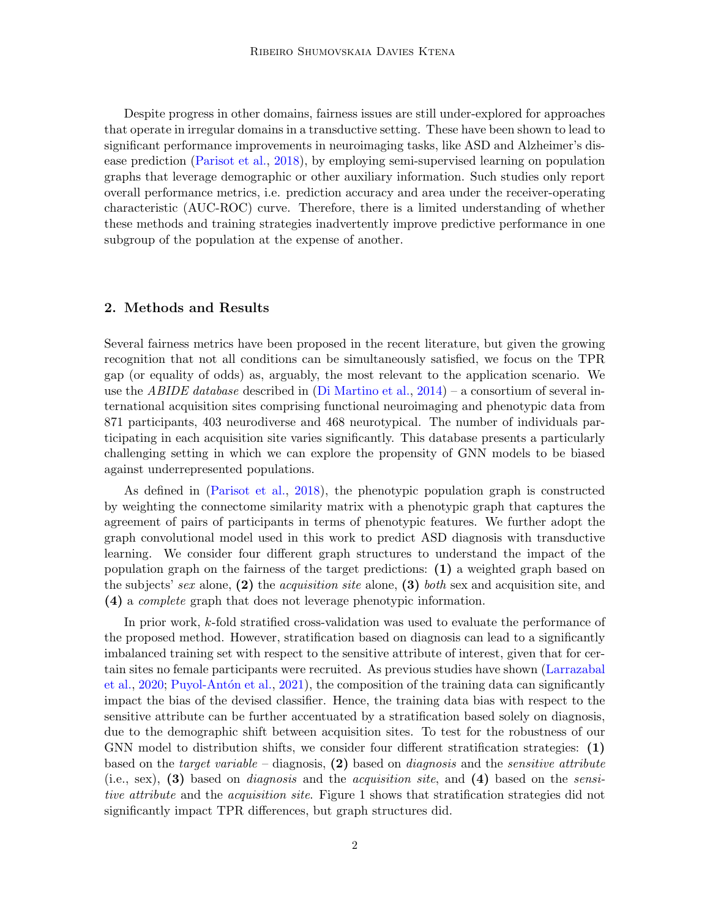Despite progress in other domains, fairness issues are still under-explored for approaches that operate in irregular domains in a transductive setting. These have been shown to lead to significant performance improvements in neuroimaging tasks, like ASD and Alzheimer's disease prediction (Parisot et al., 2018), by employing semi-supervised learning on population graphs that leverage demographic or other auxiliary information. Such studies only report overall performance metrics, i.e. prediction accuracy and area under the receiver-operating characteristic (AUC-ROC) curve. Therefore, there is a limited understanding of whether these methods and training strategies inadvertently improve predictive performance in one subgroup of the population at the expense of another.

## 2. Methods and Results

Several fairness metrics have been proposed in the recent literature, but given the growing recognition that not all conditions can be simultaneously satisfied, we focus on the TPR gap (or equality of odds) as, arguably, the most relevant to the application scenario. We use the *ABIDE database* described in (Di Martino et al., 2014) – a consortium of several international acquisition sites comprising functional neuroimaging and phenotypic data from 871 participants, 403 neurodiverse and 468 neurotypical. The number of individuals participating in each acquisition site varies significantly. This database presents a particularly challenging setting in which we can explore the propensity of GNN models to be biased against underrepresented populations.

As defined in (Parisot et al., 2018), the phenotypic population graph is constructed by weighting the connectome similarity matrix with a phenotypic graph that captures the agreement of pairs of participants in terms of phenotypic features. We further adopt the graph convolutional model used in this work to predict ASD diagnosis with transductive learning. We consider four different graph structures to understand the impact of the population graph on the fairness of the target predictions: **(1)** a weighted graph based on the subjects' *sex* alone, **(2)** the *acquisition site* alone, **(3)** *both* sex and acquisition site, and **(4)** a *complete* graph that does not leverage phenotypic information.

In prior work, $k$-fold stratified cross-validation was used to evaluate the performance of the proposed method. However, stratification based on diagnosis can lead to a significantly imbalanced training set with respect to the sensitive attribute of interest, given that for certain sites no female participants were recruited. As previous studies have shown (Larrazabal et al., 2020; Puyol-Antón et al., 2021), the composition of the training data can significantly impact the bias of the devised classifier. Hence, the training data bias with respect to the sensitive attribute can be further accentuated by a stratification based solely on diagnosis, due to the demographic shift between acquisition sites. To test for the robustness of our GNN model to distribution shifts, we consider four different stratification strategies: **(1)** based on the *target variable* – diagnosis, **(2)** based on *diagnosis* and the *sensitive attribute* (i.e., sex), **(3)** based on *diagnosis* and the *acquisition site*, and **(4)** based on the *sensitive attribute* and the *acquisition site*. Figure 1 shows that stratification strategies did not significantly impact TPR differences, but graph structures did.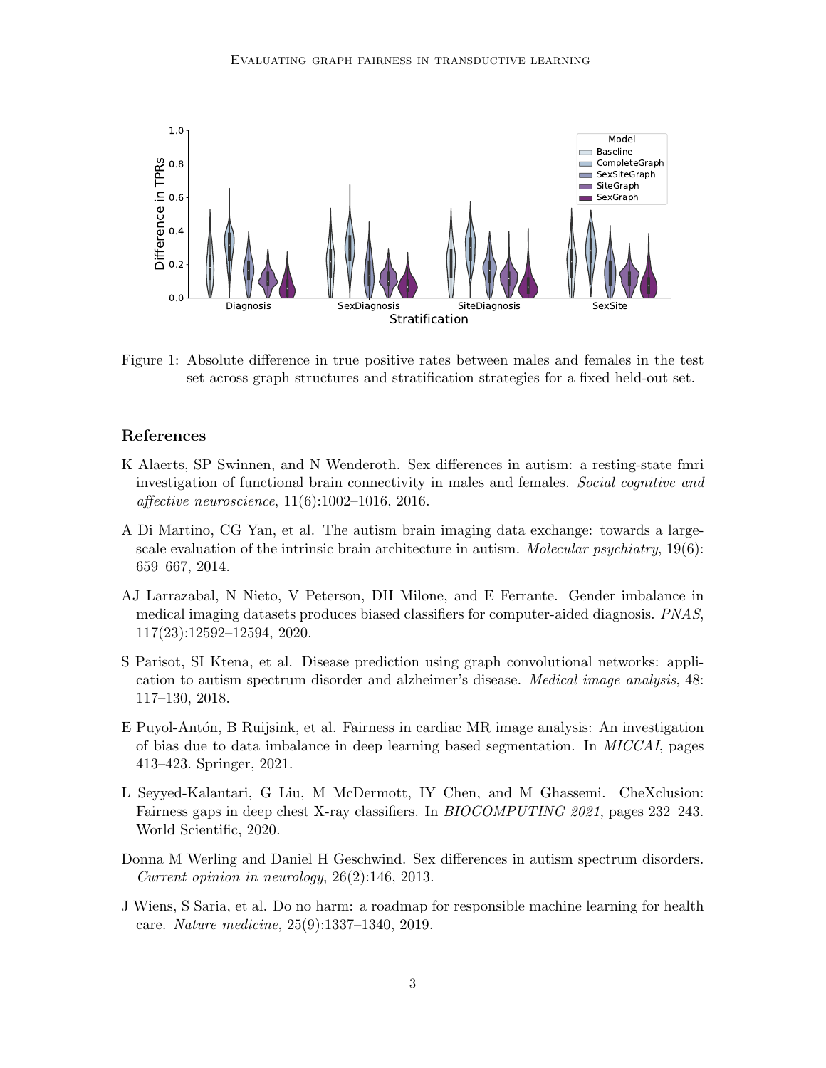1.0
0.8
0.6
0.4
0.2
0.0

Difference in TPRs

Diagnosis
SexDiagnosis
SiteDiagnosis
SexSite

Stratification

Model
Baseline
CompleteGraph
SexSiteGraph
SiteGraph
SexGraph

Figure 1: Absolute difference in true positive rates between males and females in the test set across graph structures and stratification strategies for a fixed held-out set.

## References

K Alaerts, SP Swinnen, and N Wenderoth. Sex differences in autism: a resting-state fmri investigation of functional brain connectivity in males and females. *Social cognitive and affective neuroscience*, 11(6):1002–1016, 2016.

A Di Martino, CG Yan, et al. The autism brain imaging data exchange: towards a large-scale evaluation of the intrinsic brain architecture in autism. *Molecular psychiatry*, 19(6): 659–667, 2014.

AJ Larrazabal, N Nieto, V Peterson, DH Milone, and E Ferrante. Gender imbalance in medical imaging datasets produces biased classifiers for computer-aided diagnosis. *PNAS*, 117(23):12592–12594, 2020.

S Parisot, SI Ktena, et al. Disease prediction using graph convolutional networks: application to autism spectrum disorder and alzheimer's disease. *Medical image analysis*, 48: 117–130, 2018.

E Puyol-Antón, B Ruijsink, et al. Fairness in cardiac MR image analysis: An investigation of bias due to data imbalance in deep learning based segmentation. In *MICCAI*, pages 413–423. Springer, 2021.

L Seyyed-Kalantari, G Liu, M McDermott, IY Chen, and M Ghassemi. CheXclusion: Fairness gaps in deep chest X-ray classifiers. In *BIOCOMPUTING 2021*, pages 232–243. World Scientific, 2020.

Donna M Werling and Daniel H Geschwind. Sex differences in autism spectrum disorders. *Current opinion in neurology*, 26(2):146, 2013.

J Wiens, S Saria, et al. Do no harm: a roadmap for responsible machine learning for health care. *Nature medicine*, 25(9):1337–1340, 2019.